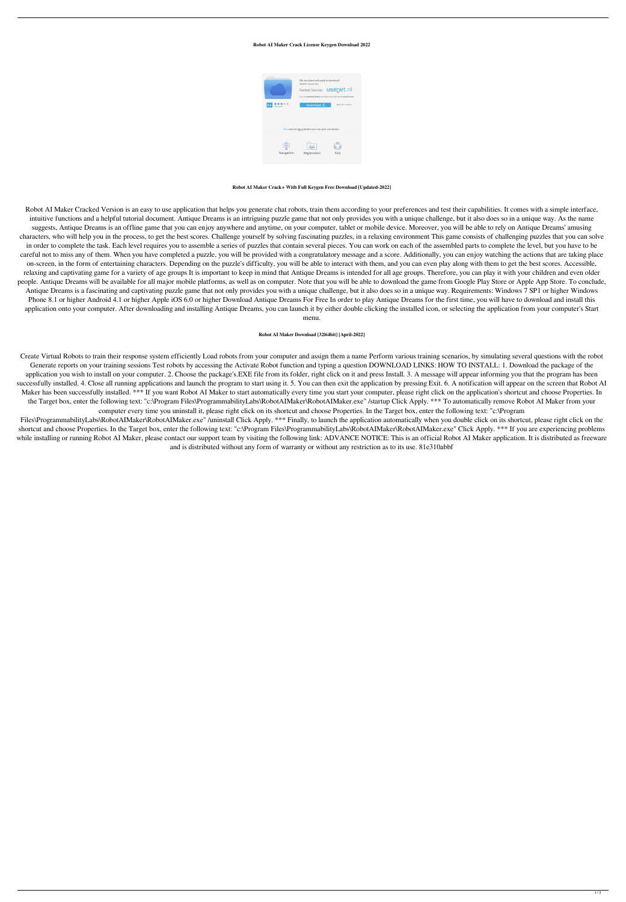**Robot AI Maker Crack License Keygen Download 2022**

**Robot AI Maker Crack+ With Full Keygen Free Download [Updated-2022]**

Robot AI Maker Cracked Version is an easy to use application that helps you generate chat robots, train them according to your preferences and test their capabilities. It comes with a simple interface, intuitive functions and a helpful tutorial document. Antique Dreams is an intriguing puzzle game that not only provides you with a unique challenge, but it also does so in a unique way. As the name suggests, Antique Dreams is an offline game that you can enjoy anywhere and anytime, on your computer, tablet or mobile device. Moreover, you will be able to rely on Antique Dreams' amusing characters, who will help you in the process, to get the best scores. Challenge yourself by solving fascinating puzzles, in a relaxing environment This game consists of challenging puzzles that you can solve in order to complete the task. Each level requires you to assemble a series of puzzles that contain several pieces. You can work on each of the assembled parts to complete the level, but you have to be careful not to miss any of them. When you have completed a puzzle, you will be provided with a congratulatory message and a score. Additionally, you can enjoy watching the actions that are taking place on-screen, in the form of entertaining characters. Depending on the puzzle's difficulty, you will be able to interact with them, and you can even play along with them to get the best scores. Accessible, relaxing and captivating game for a variety of age groups It is important to keep in mind that Antique Dreams is intended for all age groups. Therefore, you can play it with your children and even older people. Antique Dreams will be available for all major mobile platforms, as well as on computer. Note that you will be able to download the game from Google Play Store or Apple App Store. To conclude, Antique Dreams is a fascinating and captivating puzzle game that not only provides you with a unique challenge, but it also does so in a unique way. Requirements: Windows 7 SP1 or higher Windows Phone 8.1 or higher Android 4.1 or higher Apple iOS 6.0 or higher Download Antique Dreams For Free In order to play Antique Dreams for the first time, you will have to download and install this application onto your computer. After downloading and installing Antique Dreams, you can launch it by either double clicking the installed icon, or selecting the application from your computer's Start menu.

**Robot AI Maker Download [32|64bit] [April-2022]**

Create Virtual Robots to train their response system efficiently Load robots from your computer and assign them a name Perform various training scenarios, by simulating several questions with the robot Generate reports on your training sessions Test robots by accessing the Activate Robot function and typing a question DOWNLOAD LINKS: HOW TO INSTALL: 1. Download the package of the application you wish to install on your computer. 2. Choose the package's.EXE file from its folder, right click on it and press Install. 3. A message will appear informing you that the program has been successfully installed. 4. Close all running applications and launch the program to start using it. 5. You can then exit the application by pressing Exit. 6. A notification will appear on the screen that Robot AI Maker has been successfully installed. *** If you want Robot AI Maker to start automatically every time you start your computer, please right click on the application's shortcut and choose Properties. In the Target box, enter the following text: "c:\Program Files\ProgrammabilityLabs\RobotAIMaker\RobotAIMaker.exe" /startup Click Apply. *** To automatically remove Robot AI Maker from your computer every time you uninstall it, please right click on its shortcut and choose Properties. In the Target box, enter the following text: "c:\Program Files\ProgrammabilityLabs\RobotAIMaker\RobotAIMaker.exe" /uninstall Click Apply. *** Finally, to launch the application automatically when you double click on its shortcut, please right click on the shortcut and choose Properties. In the Target box, enter the following text: "c:\Program Files\ProgrammabilityLabs\RobotAIMaker\RobotAIMaker.exe" Click Apply. *** If you are experiencing problems while installing or running Robot AI Maker, please contact our support team by visiting the following link: ADVANCE NOTICE: This is an official Robot AI Maker application. It is distributed as freeware and is distributed without any form of warranty or without any restriction as to its use. 81e310abbf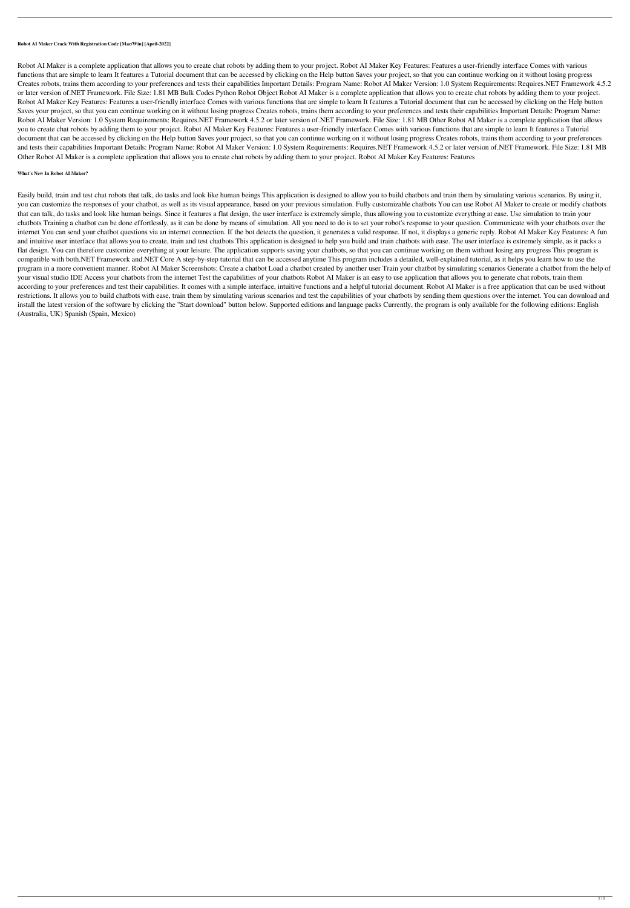**Robot AI Maker Crack With Registration Code [Mac/Win] [April-2022]**

Robot AI Maker is a complete application that allows you to create chat robots by adding them to your project. Robot AI Maker Key Features: Features a user-friendly interface Comes with various functions that are simple to learn It features a Tutorial document that can be accessed by clicking on the Help button Saves your project, so that you can continue working on it without losing progress Creates robots, trains them according to your preferences and tests their capabilities Important Details: Program Name: Robot AI Maker Version: 1.0 System Requirements: Requires.NET Framework 4.5.2 or later version of.NET Framework. File Size: 1.81 MB Bulk Codes Python Robot Object Robot AI Maker is a complete application that allows you to create chat robots by adding them to your project. Robot AI Maker Key Features: Features a user-friendly interface Comes with various functions that are simple to learn It features a Tutorial document that can be accessed by clicking on the Help button Saves your project, so that you can continue working on it without losing progress Creates robots, trains them according to your preferences and tests their capabilities Important Details: Program Name: Robot AI Maker Version: 1.0 System Requirements: Requires.NET Framework 4.5.2 or later version of.NET Framework. File Size: 1.81 MB Other Robot AI Maker is a complete application that allows you to create chat robots by adding them to your project. Robot AI Maker Key Features: Features a user-friendly interface Comes with various functions that are simple to learn It features a Tutorial document that can be accessed by clicking on the Help button Saves your project, so that you can continue working on it without losing progress Creates robots, trains them according to your preferences and tests their capabilities Important Details: Program Name: Robot AI Maker Version: 1.0 System Requirements: Requires.NET Framework 4.5.2 or later version of.NET Framework. File Size: 1.81 MB Other Robot AI Maker is a complete application that allows you to create chat robots by adding them to your project. Robot AI Maker Key Features: Features

**What's New In Robot AI Maker?**

Easily build, train and test chat robots that talk, do tasks and look like human beings This application is designed to allow you to build chatbots and train them by simulating various scenarios. By using it, you can customize the responses of your chatbot, as well as its visual appearance, based on your previous simulation. Fully customizable chatbots You can use Robot AI Maker to create or modify chatbots that can talk, do tasks and look like human beings. Since it features a flat design, the user interface is extremely simple, thus allowing you to customize everything at ease. Use simulation to train your chatbots Training a chatbot can be done effortlessly, as it can be done by means of simulation. All you need to do is to set your robot's response to your question. Communicate with your chatbots over the internet You can send your chatbot questions via an internet connection. If the bot detects the question, it generates a valid response. If not, it displays a generic reply. Robot AI Maker Key Features: A fun and intuitive user interface that allows you to create, train and test chatbots This application is designed to help you build and train chatbots with ease. The user interface is extremely simple, as it packs a flat design. You can therefore customize everything at your leisure. The application supports saving your chatbots, so that you can continue working on them without losing any progress This program is compatible with both.NET Framework and.NET Core A step-by-step tutorial that can be accessed anytime This program includes a detailed, well-explained tutorial, as it helps you learn how to use the program in a more convenient manner. Robot AI Maker Screenshots: Create a chatbot Load a chatbot created by another user Train your chatbot by simulating scenarios Generate a chatbot from the help of your visual studio IDE Access your chatbots from the internet Test the capabilities of your chatbots Robot AI Maker is an easy to use application that allows you to generate chat robots, train them according to your preferences and test their capabilities. It comes with a simple interface, intuitive functions and a helpful tutorial document. Robot AI Maker is a free application that can be used without restrictions. It allows you to build chatbots with ease, train them by simulating various scenarios and test the capabilities of your chatbots by sending them questions over the internet. You can download and install the latest version of the software by clicking the "Start download" button below. Supported editions and language packs Currently, the program is only available for the following editions: English (Australia, UK) Spanish (Spain, Mexico)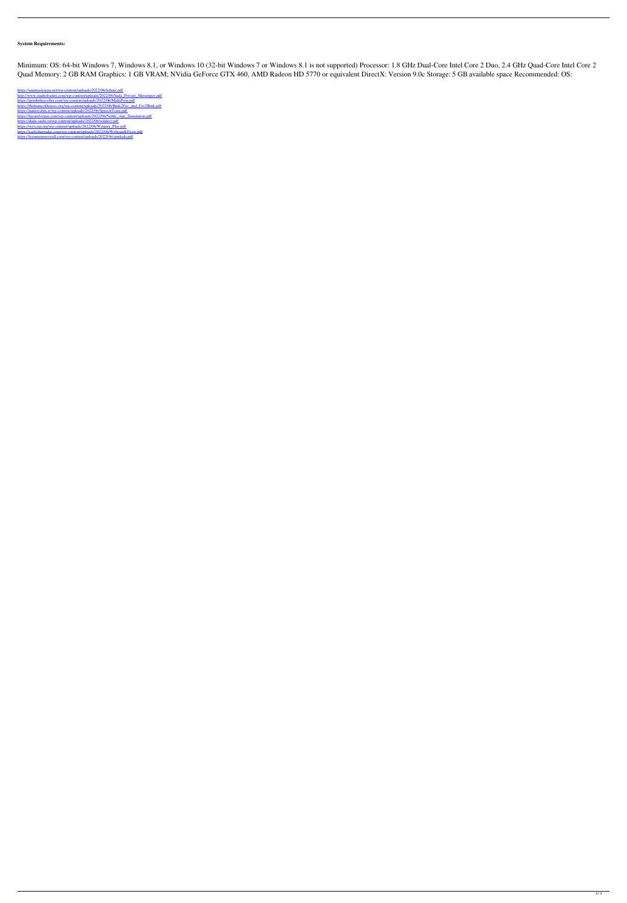**System Requirements:**

Minimum: OS: 64-bit Windows 7, Windows 8.1, or Windows 10 (32-bit Windows 7 or Windows 8.1 is not supported) Processor: 1.8 GHz Dual-Core Intel Core 2 Duo, 2.4 GHz Quad-Core Intel Core 2 Quad Memory: 2 GB RAM Graphics: 1 GB VRAM; NVidia GeForce GTX 460, AMD Radeon HD 5770 or equivalent DirectX: Version 9.0c Storage: 5 GB available space Recommended: OS:

https://omatrazinjeza.net/wp-content/uploads/2022/06/loltam.pdf
http://www.studiofratini.com/wp-content/uploads/2022/06/Sada_Private_Messenger.pdf
https://gembeltraveller.com/wp-content/uploads/2022/06/MultiProt.pdf
https://thehomeofheroes.org/wp-content/uploads/2022/06/Bmk2Fav_and_Fav2Bmk.pdf
https://nadercabin.ir/wp-content/uploads/2022/06/SpeechTrans.pdf
https://lacomfortair.com/wp-content/uploads/2022/06/Noble_Ape_Simulation.pdf
https://dada-sushi.ru/wp-content/uploads/2022/06/wildavi.pdf
https://wexxup.org/wp-content/uploads/2022/06/Winamr_Play.pdf
https://carkolumadac.com/wp-content/uploads/2022/06/WebcamEffects.pdf
https://teenmemorywall.com/wp-content/uploads/2022/06/jamkala.pdf